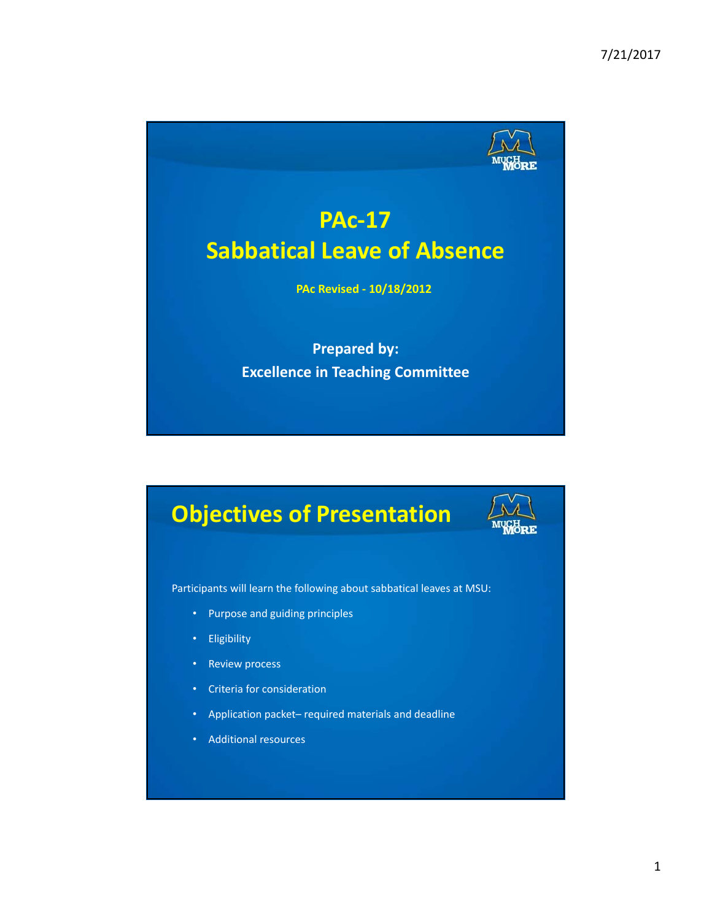# PAc-17
# Sabbatical Leave of Absence

**PAc Revised - 10/18/2012**

**Prepared by:**
**Excellence in Teaching Committee**

## Objectives of Presentation

Participants will learn the following about sabbatical leaves at MSU:

- Purpose and guiding principles
- Eligibility
- Review process
- Criteria for consideration
- Application packet– required materials and deadline
- Additional resources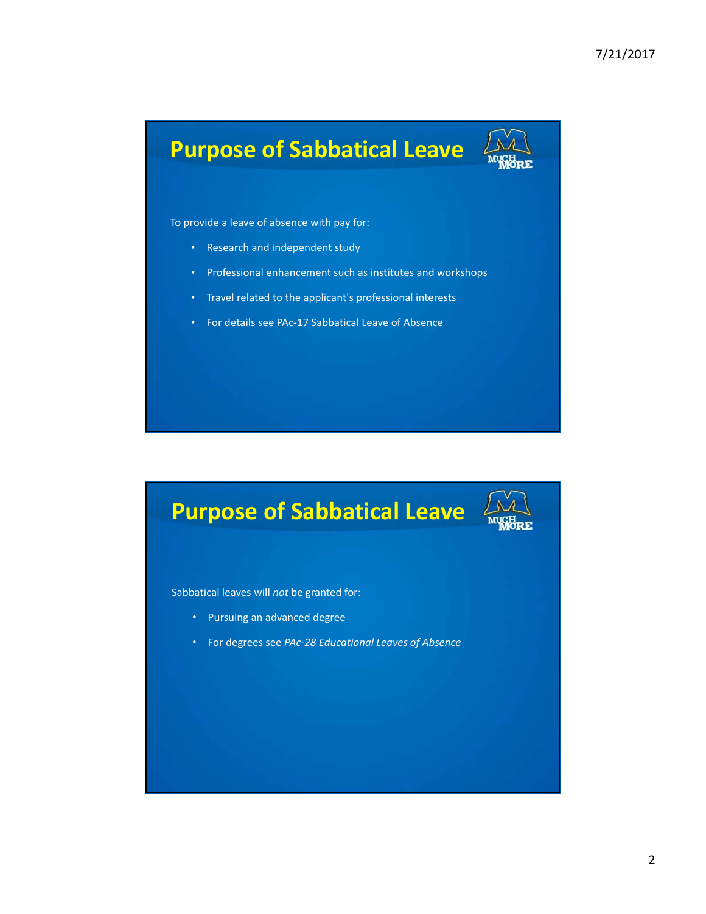## Purpose of Sabbatical Leave

To provide a leave of absence with pay for:

- Research and independent study
- Professional enhancement such as institutes and workshops
- Travel related to the applicant's professional interests
- For details see PAc-17 Sabbatical Leave of Absence

## Purpose of Sabbatical Leave

Sabbatical leaves will ***not*** be granted for:

- Pursuing an advanced degree
- For degrees see *PAc-28 Educational Leaves of Absence*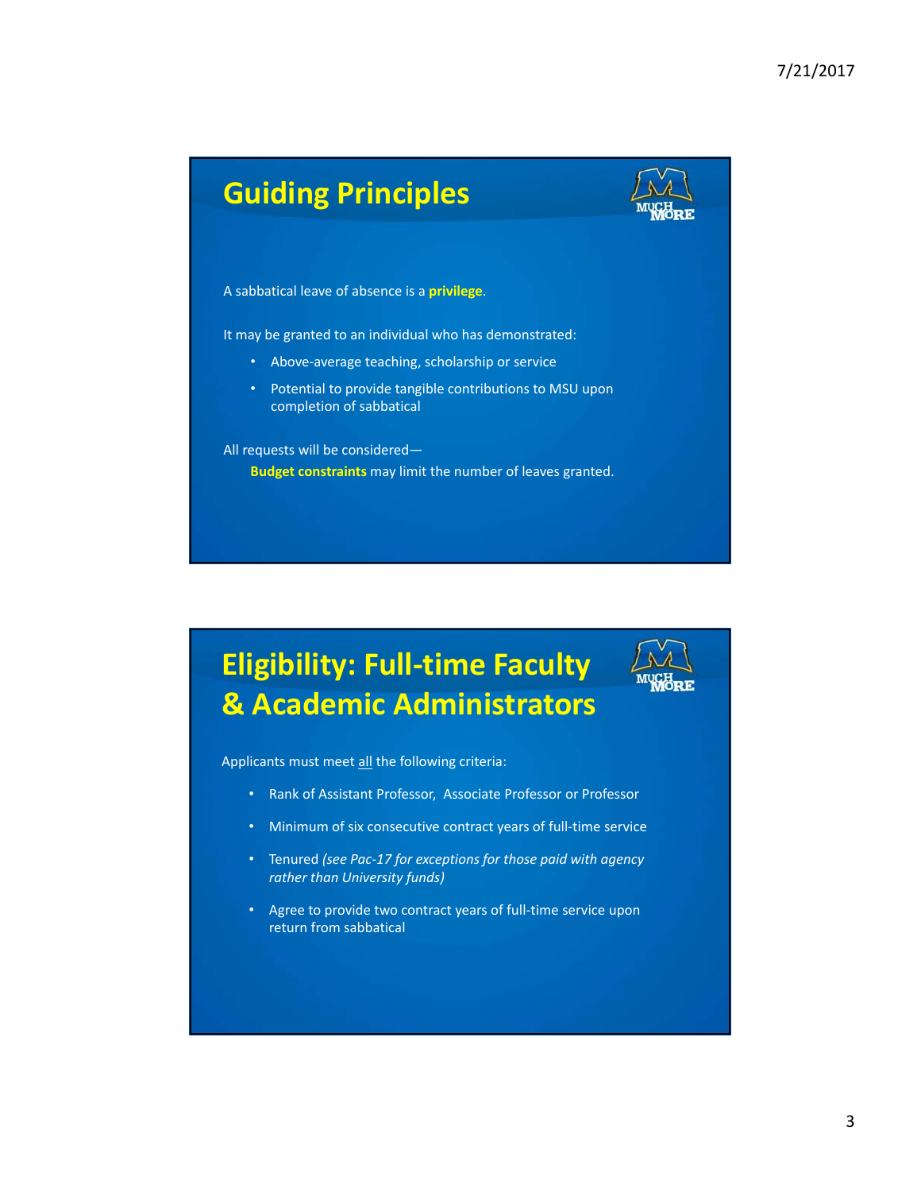## Guiding Principles

A sabbatical leave of absence is a **privilege**.

It may be granted to an individual who has demonstrated:

- Above-average teaching, scholarship or service
- Potential to provide tangible contributions to MSU upon completion of sabbatical

All requests will be considered—
**Budget constraints** may limit the number of leaves granted.

## Eligibility: Full-time Faculty & Academic Administrators

Applicants must meet all the following criteria:

- Rank of Assistant Professor, Associate Professor or Professor
- Minimum of six consecutive contract years of full-time service
- Tenured *(see Pac-17 for exceptions for those paid with agency rather than University funds)*
- Agree to provide two contract years of full-time service upon return from sabbatical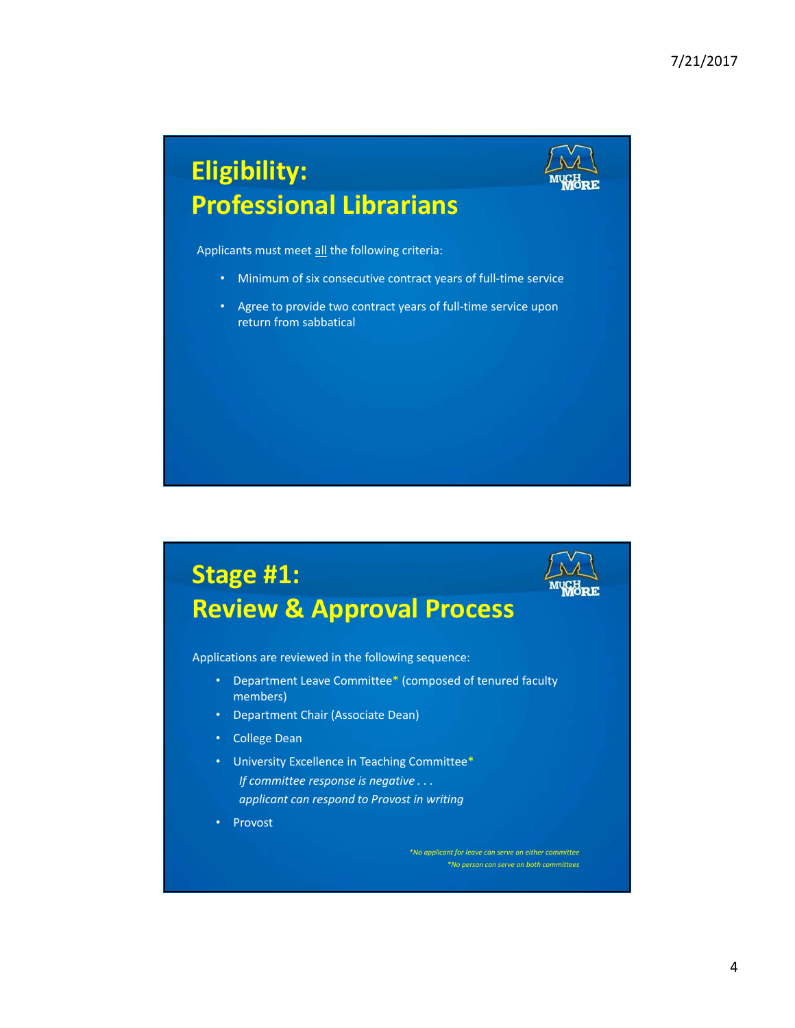## Eligibility: Professional Librarians

Applicants must meet all the following criteria:

- Minimum of six consecutive contract years of full-time service
- Agree to provide two contract years of full-time service upon return from sabbatical

## Stage #1: Review & Approval Process

Applications are reviewed in the following sequence:

- Department Leave Committee* (composed of tenured faculty members)
- Department Chair (Associate Dean)
- College Dean
- University Excellence in Teaching Committee*
  *If committee response is negative . . .*
  *applicant can respond to Provost in writing*
- Provost

*\*No applicant for leave can serve on either committee*
*\*No person can serve on both committees*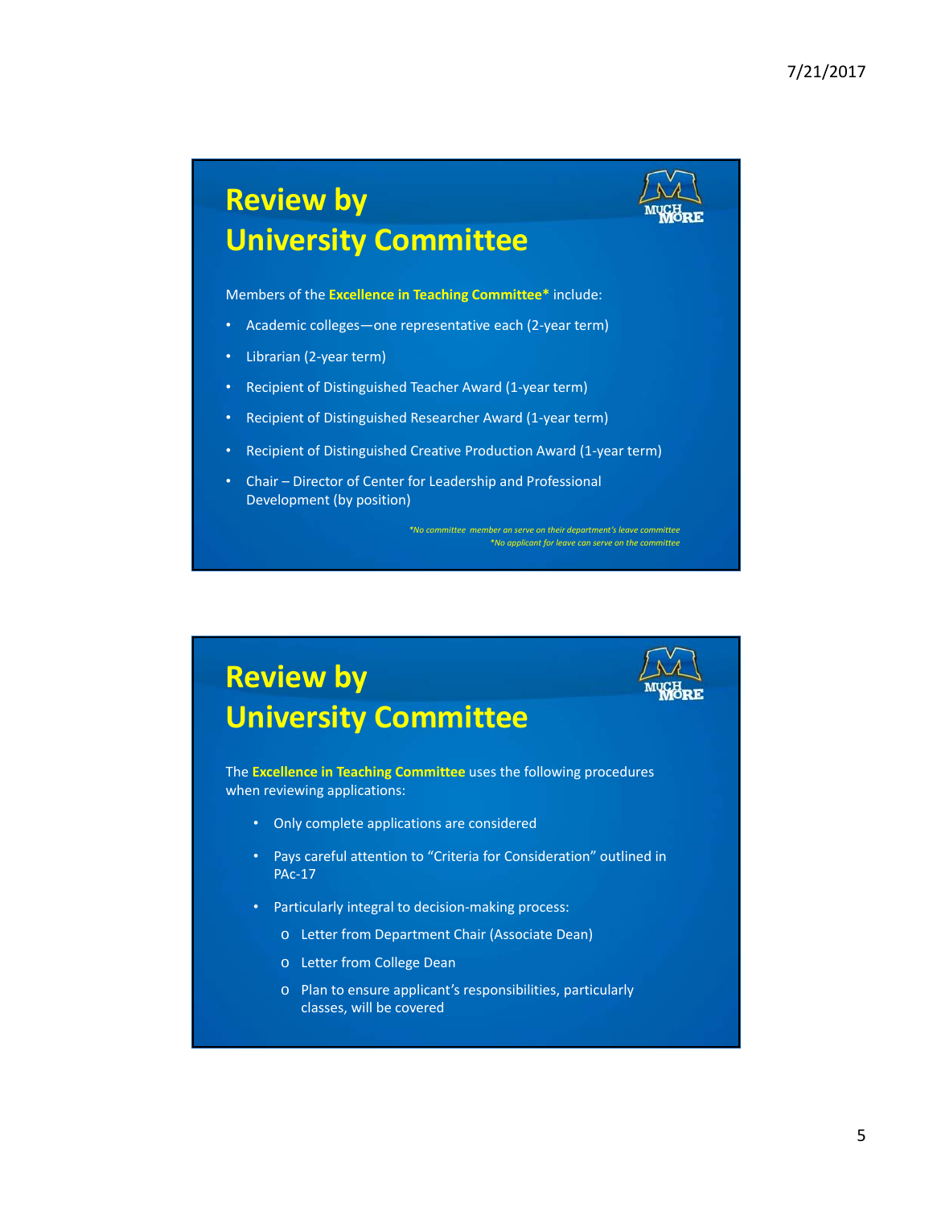## Review by University Committee

Members of the **Excellence in Teaching Committee*** include:

- Academic colleges—one representative each (2-year term)
- Librarian (2-year term)
- Recipient of Distinguished Teacher Award (1-year term)
- Recipient of Distinguished Researcher Award (1-year term)
- Recipient of Distinguished Creative Production Award (1-year term)
- Chair – Director of Center for Leadership and Professional Development (by position)

*\*No committee member an serve on their department's leave committee*
*\*No applicant for leave can serve on the committee*

## Review by University Committee

The **Excellence in Teaching Committee** uses the following procedures when reviewing applications:

- Only complete applications are considered
- Pays careful attention to "Criteria for Consideration" outlined in PAc-17
- Particularly integral to decision-making process:
  - Letter from Department Chair (Associate Dean)
  - Letter from College Dean
  - Plan to ensure applicant's responsibilities, particularly classes, will be covered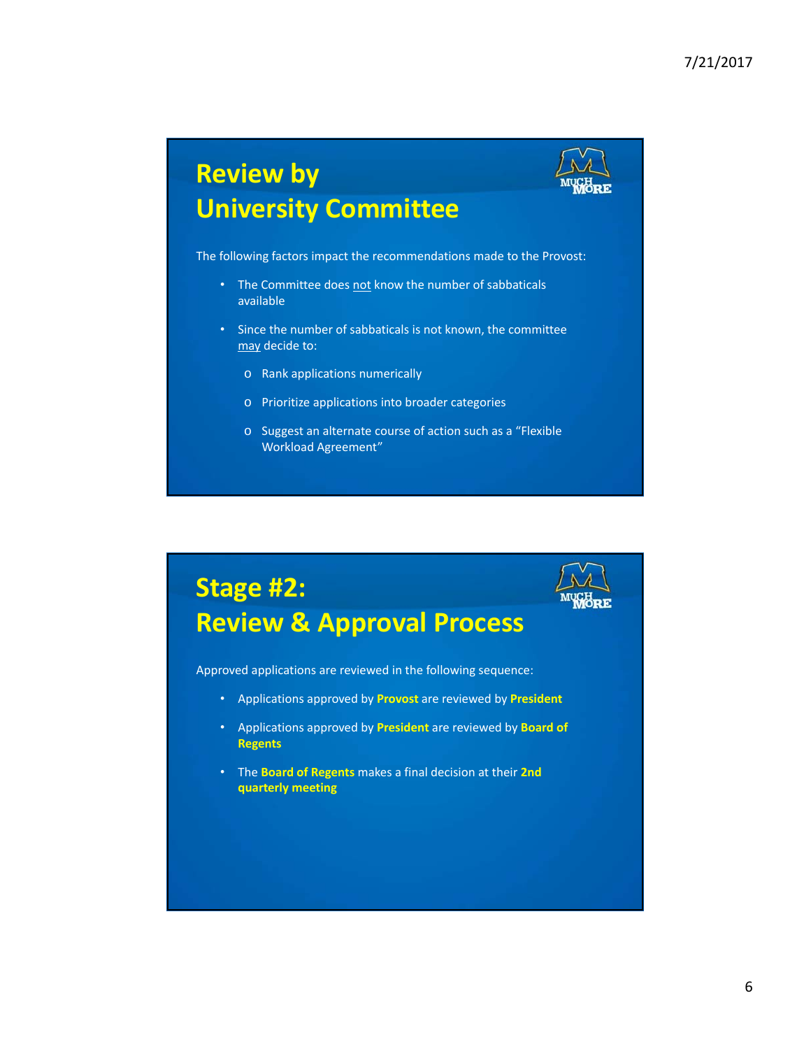## Review by University Committee

The following factors impact the recommendations made to the Provost:

- The Committee does not know the number of sabbaticals available
- Since the number of sabbaticals is not known, the committee may decide to:
  - Rank applications numerically
  - Prioritize applications into broader categories
  - Suggest an alternate course of action such as a "Flexible Workload Agreement"

## Stage #2: Review & Approval Process

Approved applications are reviewed in the following sequence:

- Applications approved by **Provost** are reviewed by **President**
- Applications approved by **President** are reviewed by **Board of Regents**
- The **Board of Regents** makes a final decision at their **2nd quarterly meeting**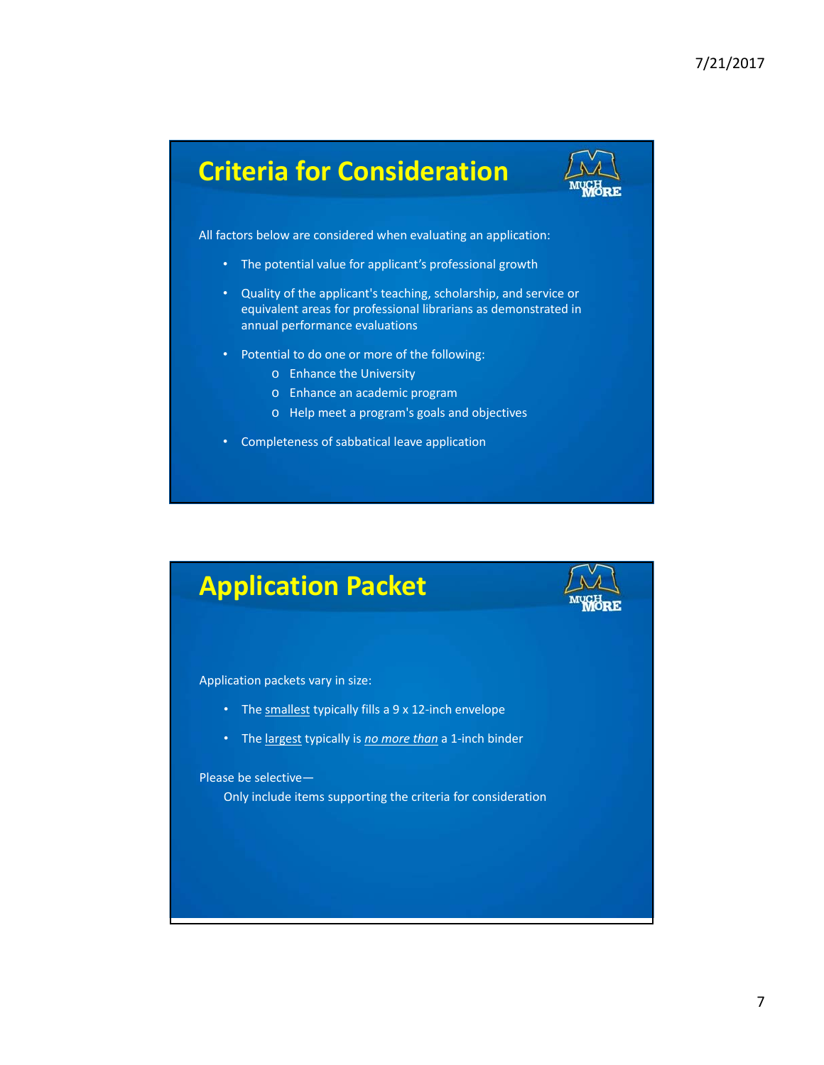## Criteria for Consideration

All factors below are considered when evaluating an application:

- The potential value for applicant's professional growth
- Quality of the applicant's teaching, scholarship, and service or equivalent areas for professional librarians as demonstrated in annual performance evaluations
- Potential to do one or more of the following:
  - Enhance the University
  - Enhance an academic program
  - Help meet a program's goals and objectives
- Completeness of sabbatical leave application

## Application Packet

Application packets vary in size:

- The <u>smallest</u> typically fills a 9 x 12-inch envelope
- The <u>largest</u> typically is <u>*no more than*</u> a 1-inch binder

Please be selective—

Only include items supporting the criteria for consideration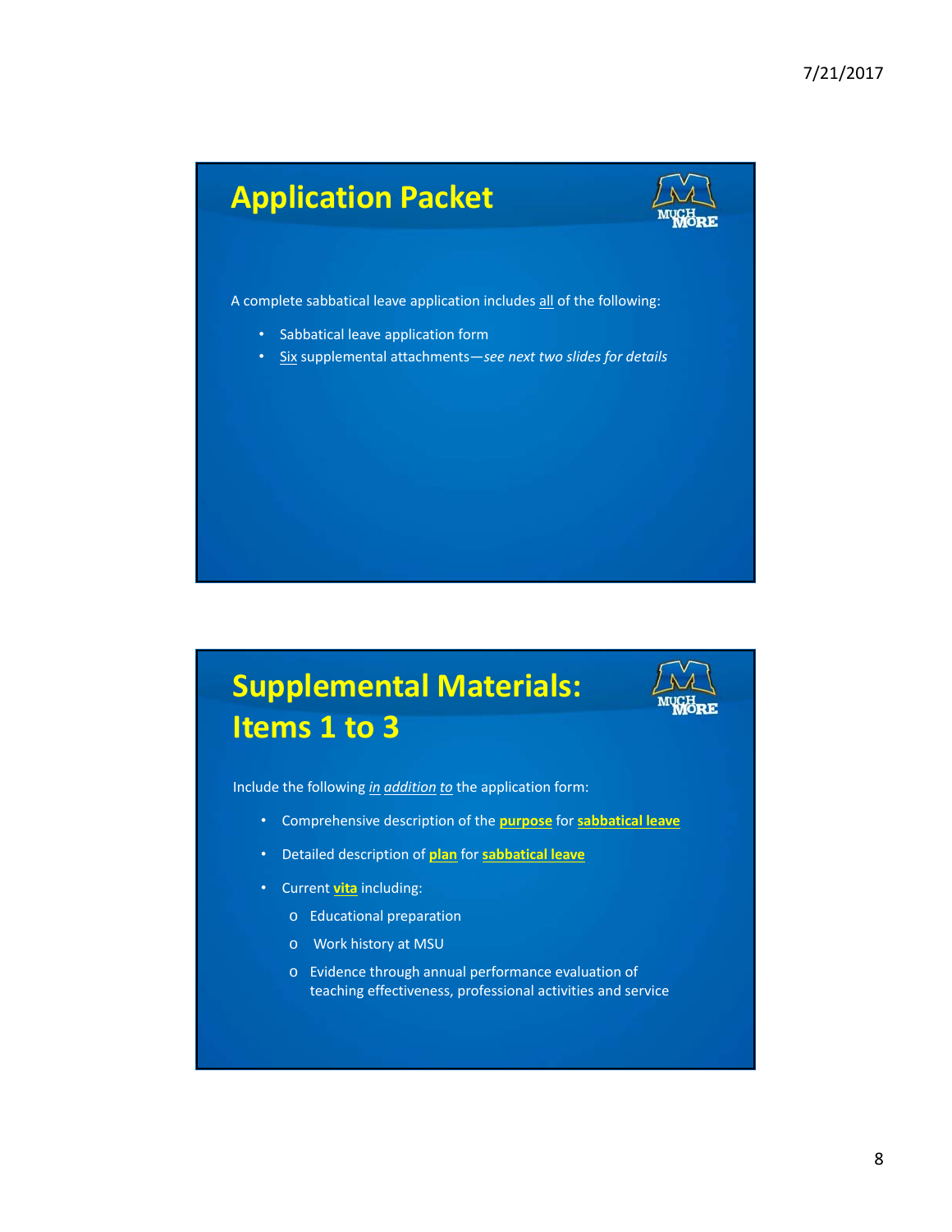## Application Packet

A complete sabbatical leave application includes all of the following:

- Sabbatical leave application form
- Six supplemental attachments—*see next two slides for details*

## Supplemental Materials: Items 1 to 3

Include the following *in addition to* the application form:

- Comprehensive description of the **purpose** for **sabbatical leave**
- Detailed description of **plan** for **sabbatical leave**
- Current **vita** including:
  - Educational preparation
  - Work history at MSU
  - Evidence through annual performance evaluation of teaching effectiveness, professional activities and service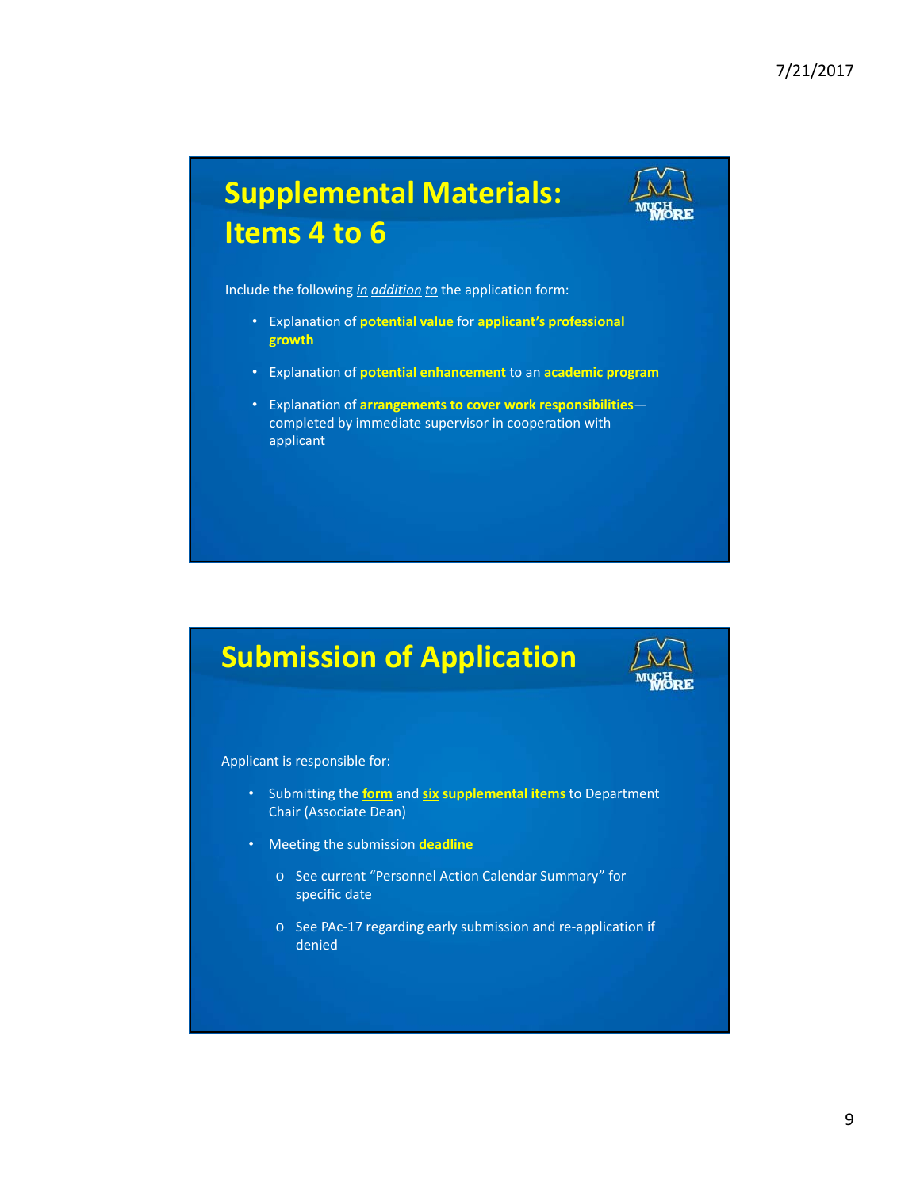## Supplemental Materials: Items 4 to 6

Include the following *in addition to* the application form:

- Explanation of **potential value** for **applicant's professional growth**
- Explanation of **potential enhancement** to an **academic program**
- Explanation of **arrangements to cover work responsibilities**—completed by immediate supervisor in cooperation with applicant

## Submission of Application

Applicant is responsible for:

- Submitting the **form** and **six supplemental items** to Department Chair (Associate Dean)
- Meeting the submission **deadline**
  - See current "Personnel Action Calendar Summary" for specific date
  - See PAc-17 regarding early submission and re-application if denied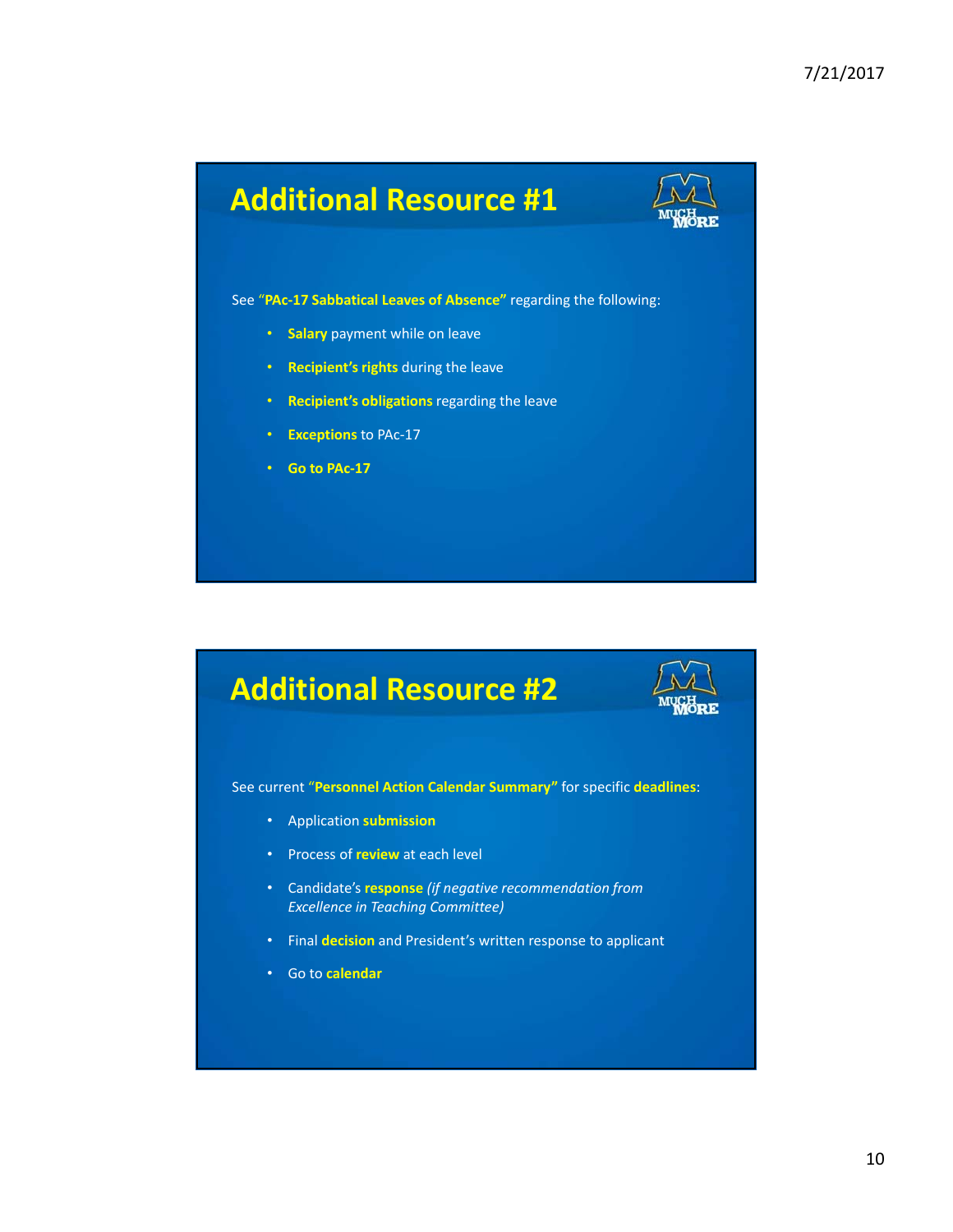## Additional Resource #1

See **"PAc-17 Sabbatical Leaves of Absence"** regarding the following:

- **Salary** payment while on leave
- **Recipient's rights** during the leave
- **Recipient's obligations** regarding the leave
- **Exceptions** to PAc-17
- **Go to PAc-17**

## Additional Resource #2

See current **"Personnel Action Calendar Summary"** for specific **deadlines**:

- Application **submission**
- Process of **review** at each level
- Candidate's **response** *(if negative recommendation from Excellence in Teaching Committee)*
- Final **decision** and President's written response to applicant
- Go to **calendar**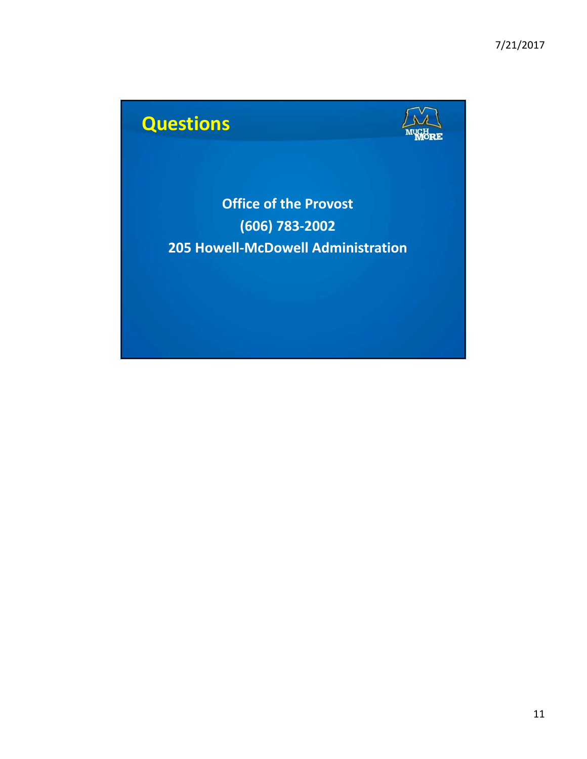## Questions

**Office of the Provost**

**(606) 783-2002**

**205 Howell-McDowell Administration**